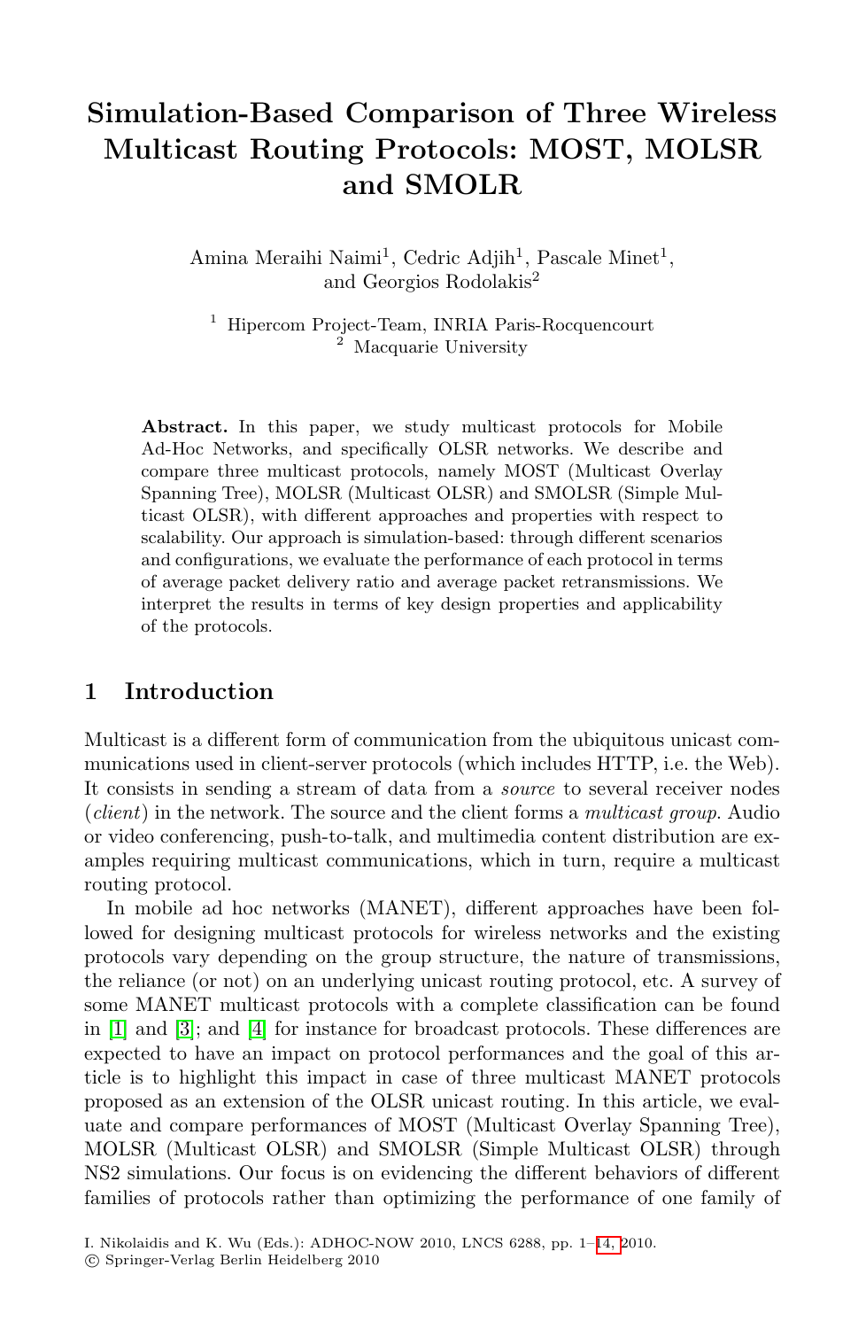# Simulation-Based Comparison of Three Wireless Multicast Routing Protocols: MOST, MOLSR and SMOLR

Amina Meraihi Naimi[1], Cedric Adjih[1], Pascale Minet[1], and Georgios Rodolakis[2]

[1] Hipercom Project-Team, INRIA Paris-Rocquencourt
[2] Macquarie University

**Abstract.** In this paper, we study multicast protocols for Mobile Ad-Hoc Networks, and specifically OLSR networks. We describe and compare three multicast protocols, namely MOST (Multicast Overlay Spanning Tree), MOLSR (Multicast OLSR) and SMOLSR (Simple Multicast OLSR), with different approaches and properties with respect to scalability. Our approach is simulation-based: through different scenarios and configurations, we evaluate the performance of each protocol in terms of average packet delivery ratio and average packet retransmissions. We interpret the results in terms of key design properties and applicability of the protocols.

## 1 Introduction

Multicast is a different form of communication from the ubiquitous unicast communications used in client-server protocols (which includes HTTP, i.e. the Web). It consists in sending a stream of data from a *source* to several receiver nodes (*client*) in the network. The source and the client forms a *multicast group*. Audio or video conferencing, push-to-talk, and multimedia content distribution are examples requiring multicast communications, which in turn, require a multicast routing protocol.

In mobile ad hoc networks (MANET), different approaches have been followed for designing multicast protocols for wireless networks and the existing protocols vary depending on the group structure, the nature of transmissions, the reliance (or not) on an underlying unicast routing protocol, etc. A survey of some MANET multicast protocols with a complete classification can be found in [1] and [3]; and [4] for instance for broadcast protocols. These differences are expected to have an impact on protocol performances and the goal of this article is to highlight this impact in case of three multicast MANET protocols proposed as an extension of the OLSR unicast routing. In this article, we evaluate and compare performances of MOST (Multicast Overlay Spanning Tree), MOLSR (Multicast OLSR) and SMOLSR (Simple Multicast OLSR) through NS2 simulations. Our focus is on evidencing the different behaviors of different families of protocols rather than optimizing the performance of one family of

I. Nikolaidis and K. Wu (Eds.): ADHOC-NOW 2010, LNCS 6288, pp. 1–14, 2010.
© Springer-Verlag Berlin Heidelberg 2010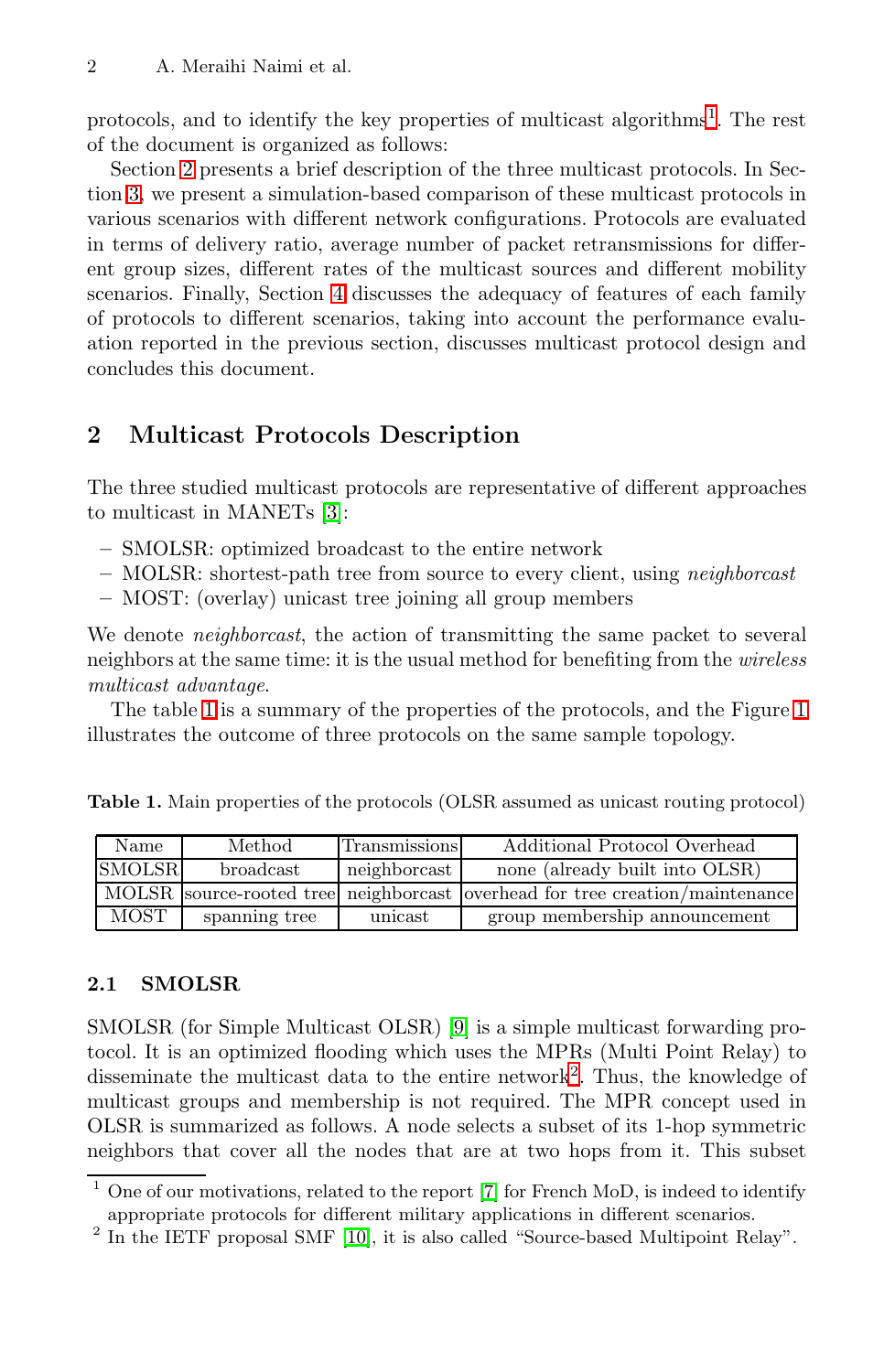protocols, and to identify the key properties of multicast algorithms[1]. The rest of the document is organized as follows:

Section 2 presents a brief description of the three multicast protocols. In Section 3, we present a simulation-based comparison of these multicast protocols in various scenarios with different network configurations. Protocols are evaluated in terms of delivery ratio, average number of packet retransmissions for different group sizes, different rates of the multicast sources and different mobility scenarios. Finally, Section 4 discusses the adequacy of features of each family of protocols to different scenarios, taking into account the performance evaluation reported in the previous section, discusses multicast protocol design and concludes this document.

## 2 Multicast Protocols Description

The three studied multicast protocols are representative of different approaches to multicast in MANETs [3]:

- SMOLSR: optimized broadcast to the entire network
- MOLSR: shortest-path tree from source to every client, using *neighborcast*
- MOST: (overlay) unicast tree joining all group members

We denote *neighborcast*, the action of transmitting the same packet to several neighbors at the same time: it is the usual method for benefiting from the *wireless multicast advantage*.

The table 1 is a summary of the properties of the protocols, and the Figure 1 illustrates the outcome of three protocols on the same sample topology.

**Table 1.** Main properties of the protocols (OLSR assumed as unicast routing protocol)

| Name | Method | Transmissions | Additional Protocol Overhead |
|---|---|---|---|
| SMOLSR | broadcast | neighborcast | none (already built into OLSR) |
| MOLSR | source-rooted tree | neighborcast | overhead for tree creation/maintenance |
| MOST | spanning tree | unicast | group membership announcement |

### 2.1 SMOLSR

SMOLSR (for Simple Multicast OLSR) [9] is a simple multicast forwarding protocol. It is an optimized flooding which uses the MPRs (Multi Point Relay) to disseminate the multicast data to the entire network[2]. Thus, the knowledge of multicast groups and membership is not required. The MPR concept used in OLSR is summarized as follows. A node selects a subset of its 1-hop symmetric neighbors that cover all the nodes that are at two hops from it. This subset

[1] One of our motivations, related to the report [7] for French MoD, is indeed to identify appropriate protocols for different military applications in different scenarios.

[2] In the IETF proposal SMF [10], it is also called “Source-based Multipoint Relay”.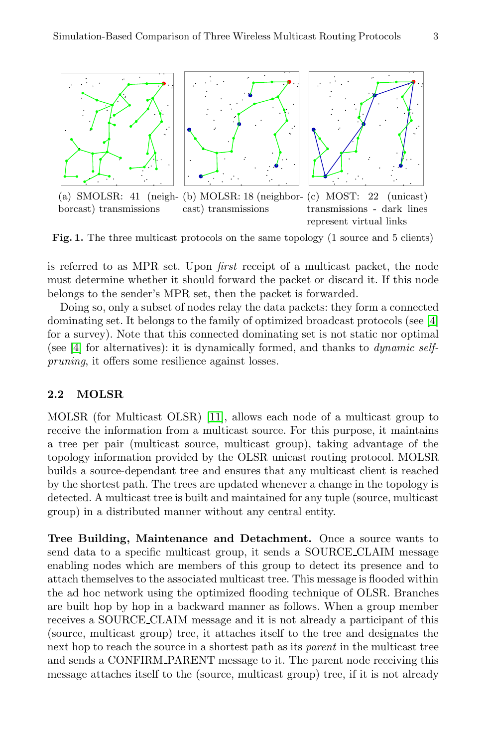(a) SMOLSR: 41 (neighborcast) transmissions

(b) MOLSR: 18 (neighborcast) transmissions

(c) MOST: 22 (unicast) transmissions - dark lines represent virtual links

**Fig. 1.** The three multicast protocols on the same topology (1 source and 5 clients)

is referred to as MPR set. Upon *first* receipt of a multicast packet, the node must determine whether it should forward the packet or discard it. If this node belongs to the sender's MPR set, then the packet is forwarded.

Doing so, only a subset of nodes relay the data packets: they form a connected dominating set. It belongs to the family of optimized broadcast protocols (see [4] for a survey). Note that this connected dominating set is not static nor optimal (see [4] for alternatives): it is dynamically formed, and thanks to *dynamic self-pruning*, it offers some resilience against losses.

### 2.2 MOLSR

MOLSR (for Multicast OLSR) [11], allows each node of a multicast group to receive the information from a multicast source. For this purpose, it maintains a tree per pair (multicast source, multicast group), taking advantage of the topology information provided by the OLSR unicast routing protocol. MOLSR builds a source-dependant tree and ensures that any multicast client is reached by the shortest path. The trees are updated whenever a change in the topology is detected. A multicast tree is built and maintained for any tuple (source, multicast group) in a distributed manner without any central entity.

**Tree Building, Maintenance and Detachment.** Once a source wants to send data to a specific multicast group, it sends a SOURCE_CLAIM message enabling nodes which are members of this group to detect its presence and to attach themselves to the associated multicast tree. This message is flooded within the ad hoc network using the optimized flooding technique of OLSR. Branches are built hop by hop in a backward manner as follows. When a group member receives a SOURCE_CLAIM message and it is not already a participant of this (source, multicast group) tree, it attaches itself to the tree and designates the next hop to reach the source in a shortest path as its *parent* in the multicast tree and sends a CONFIRM_PARENT message to it. The parent node receiving this message attaches itself to the (source, multicast group) tree, if it is not already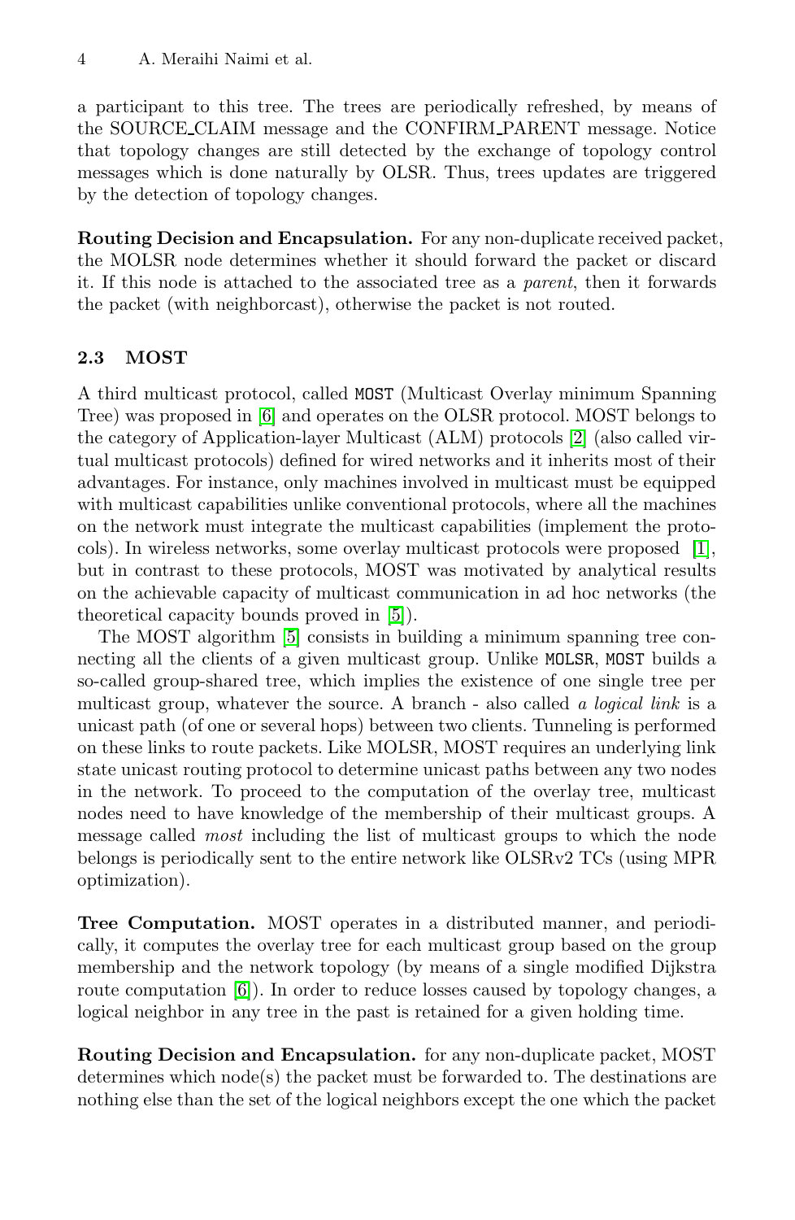a participant to this tree. The trees are periodically refreshed, by means of the SOURCE_CLAIM message and the CONFIRM_PARENT message. Notice that topology changes are still detected by the exchange of topology control messages which is done naturally by OLSR. Thus, trees updates are triggered by the detection of topology changes.

**Routing Decision and Encapsulation.** For any non-duplicate received packet, the MOLSR node determines whether it should forward the packet or discard it. If this node is attached to the associated tree as a *parent*, then it forwards the packet (with neighborcast), otherwise the packet is not routed.

### 2.3 MOST

A third multicast protocol, called `MOST` (Multicast Overlay minimum Spanning Tree) was proposed in [6] and operates on the OLSR protocol. MOST belongs to the category of Application-layer Multicast (ALM) protocols [2] (also called virtual multicast protocols) defined for wired networks and it inherits most of their advantages. For instance, only machines involved in multicast must be equipped with multicast capabilities unlike conventional protocols, where all the machines on the network must integrate the multicast capabilities (implement the protocols). In wireless networks, some overlay multicast protocols were proposed [1], but in contrast to these protocols, MOST was motivated by analytical results on the achievable capacity of multicast communication in ad hoc networks (the theoretical capacity bounds proved in [5]).

The MOST algorithm [5] consists in building a minimum spanning tree connecting all the clients of a given multicast group. Unlike `MOLSR`, `MOST` builds a so-called group-shared tree, which implies the existence of one single tree per multicast group, whatever the source. A branch - also called *a logical link* is a unicast path (of one or several hops) between two clients. Tunneling is performed on these links to route packets. Like MOLSR, MOST requires an underlying link state unicast routing protocol to determine unicast paths between any two nodes in the network. To proceed to the computation of the overlay tree, multicast nodes need to have knowledge of the membership of their multicast groups. A message called *most* including the list of multicast groups to which the node belongs is periodically sent to the entire network like OLSRv2 TCs (using MPR optimization).

**Tree Computation.** MOST operates in a distributed manner, and periodically, it computes the overlay tree for each multicast group based on the group membership and the network topology (by means of a single modified Dijkstra route computation [6]). In order to reduce losses caused by topology changes, a logical neighbor in any tree in the past is retained for a given holding time.

**Routing Decision and Encapsulation.** for any non-duplicate packet, MOST determines which node(s) the packet must be forwarded to. The destinations are nothing else than the set of the logical neighbors except the one which the packet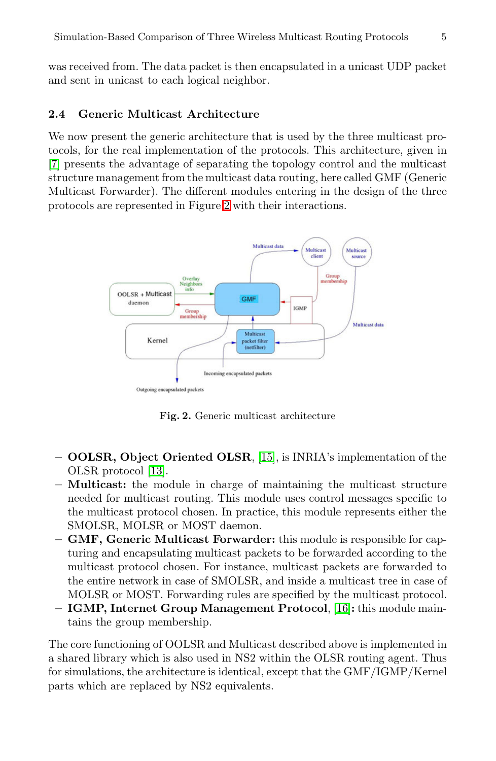was received from. The data packet is then encapsulated in a unicast UDP packet and sent in unicast to each logical neighbor.

## 2.4 Generic Multicast Architecture

We now present the generic architecture that is used by the three multicast protocols, for the real implementation of the protocols. This architecture, given in [7] presents the advantage of separating the topology control and the multicast structure management from the multicast data routing, here called GMF (Generic Multicast Forwarder). The different modules entering in the design of the three protocols are represented in Figure 2 with their interactions.

**Fig. 2.** Generic multicast architecture

- **OOLSR, Object Oriented OLSR**, [15], is INRIA's implementation of the OLSR protocol [13].
- **Multicast:** the module in charge of maintaining the multicast structure needed for multicast routing. This module uses control messages specific to the multicast protocol chosen. In practice, this module represents either the SMOLSR, MOLSR or MOST daemon.
- **GMF, Generic Multicast Forwarder:** this module is responsible for capturing and encapsulating multicast packets to be forwarded according to the multicast protocol chosen. For instance, multicast packets are forwarded to the entire network in case of SMOLSR, and inside a multicast tree in case of MOLSR or MOST. Forwarding rules are specified by the multicast protocol.
- **IGMP, Internet Group Management Protocol**, [16]**:** this module maintains the group membership.

The core functioning of OOLSR and Multicast described above is implemented in a shared library which is also used in NS2 within the OLSR routing agent. Thus for simulations, the architecture is identical, except that the GMF/IGMP/Kernel parts which are replaced by NS2 equivalents.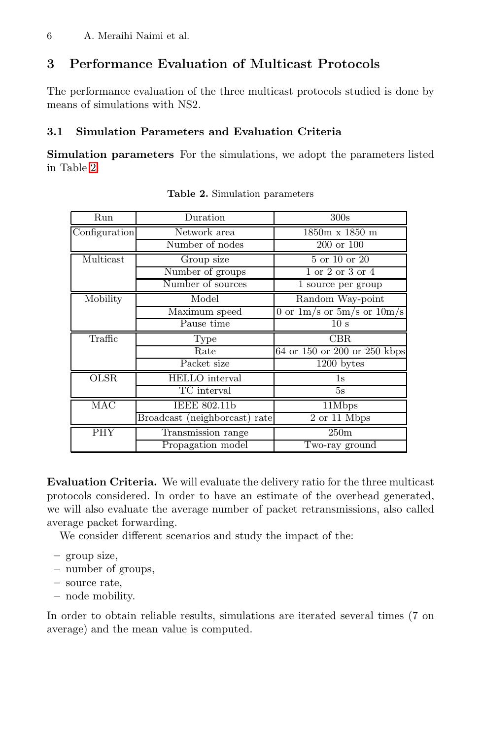## 3 Performance Evaluation of Multicast Protocols

The performance evaluation of the three multicast protocols studied is done by means of simulations with NS2.

### 3.1 Simulation Parameters and Evaluation Criteria

**Simulation parameters** For the simulations, we adopt the parameters listed in Table 2.

**Table 2.** Simulation parameters

| Run | Duration | 300s |
|---|---|---|
| Configuration | Network area | 1850m x 1850 m |
| | Number of nodes | 200 or 100 |
| Multicast | Group size | 5 or 10 or 20 |
| | Number of groups | 1 or 2 or 3 or 4 |
| | Number of sources | 1 source per group |
| Mobility | Model | Random Way-point |
| | Maximum speed | 0 or 1m/s or 5m/s or 10m/s |
| | Pause time | 10 s |
| Traffic | Type | CBR |
| | Rate | 64 or 150 or 200 or 250 kbps |
| | Packet size | 1200 bytes |
| OLSR | HELLO interval | 1s |
| | TC interval | 5s |
| MAC | IEEE 802.11b | 11Mbps |
| | Broadcast (neighborcast) rate | 2 or 11 Mbps |
| PHY | Transmission range | 250m |
| | Propagation model | Two-ray ground |

**Evaluation Criteria.** We will evaluate the delivery ratio for the three multicast protocols considered. In order to have an estimate of the overhead generated, we will also evaluate the average number of packet retransmissions, also called average packet forwarding.

We consider different scenarios and study the impact of the:

- group size,
- number of groups,
- source rate,
- node mobility.

In order to obtain reliable results, simulations are iterated several times (7 on average) and the mean value is computed.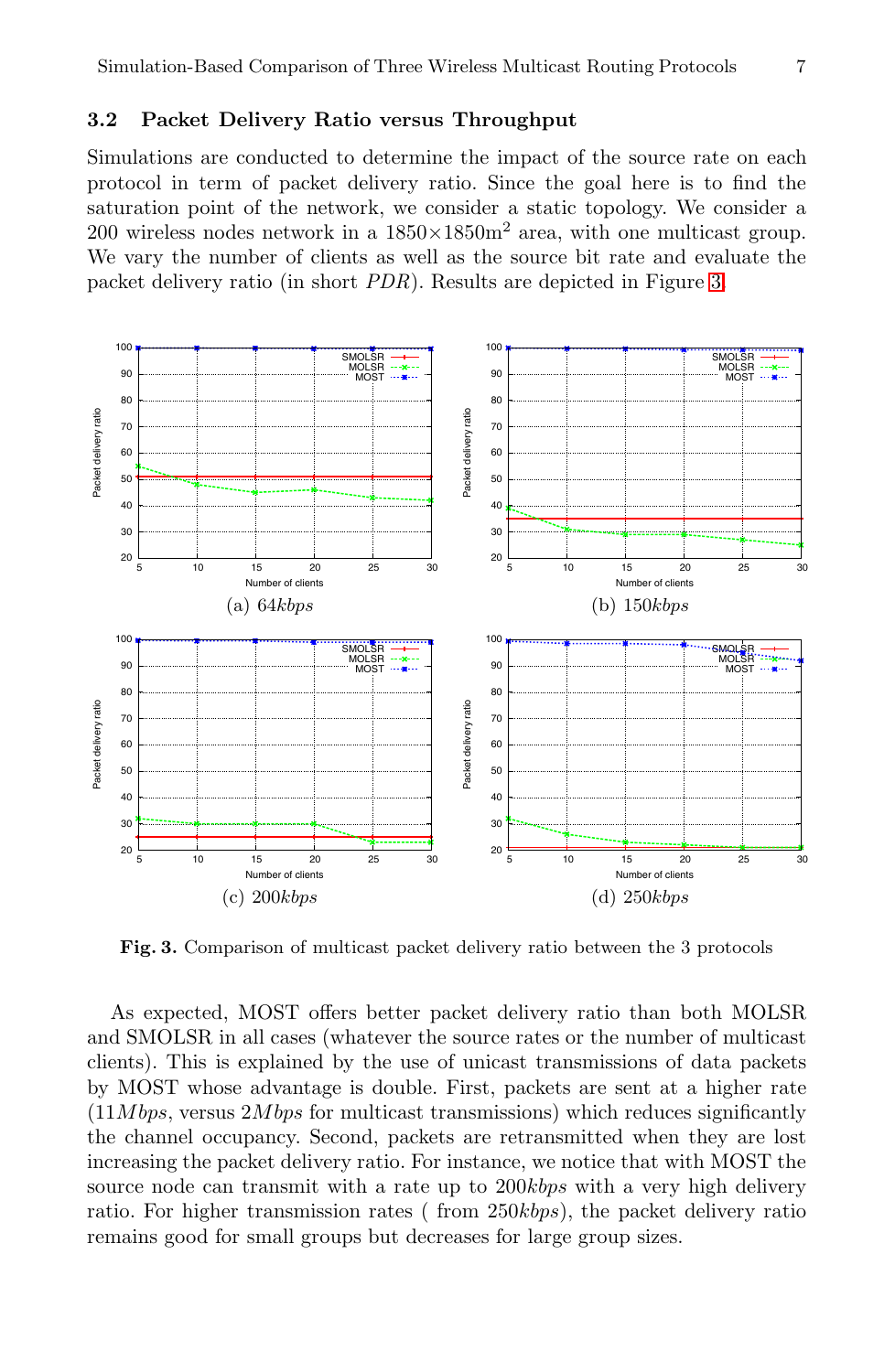### 3.2 Packet Delivery Ratio versus Throughput

Simulations are conducted to determine the impact of the source rate on each protocol in term of packet delivery ratio. Since the goal here is to find the saturation point of the network, we consider a static topology. We consider a 200 wireless nodes network in a $1850 \times 1850\text{m}^2$ area, with one multicast group. We vary the number of clients as well as the source bit rate and evaluate the packet delivery ratio (in short *PDR*). Results are depicted in Figure 3.

(a) 64*kbps*

(b) 150*kbps*

(c) 200*kbps*

(d) 250*kbps*

**Fig. 3.** Comparison of multicast packet delivery ratio between the 3 protocols

As expected, MOST offers better packet delivery ratio than both MOLSR and SMOLSR in all cases (whatever the source rates or the number of multicast clients). This is explained by the use of unicast transmissions of data packets by MOST whose advantage is double. First, packets are sent at a higher rate (11*Mbps*, versus 2*Mbps* for multicast transmissions) which reduces significantly the channel occupancy. Second, packets are retransmitted when they are lost increasing the packet delivery ratio. For instance, we notice that with MOST the source node can transmit with a rate up to 200*kbps* with a very high delivery ratio. For higher transmission rates ( from 250*kbps*), the packet delivery ratio remains good for small groups but decreases for large group sizes.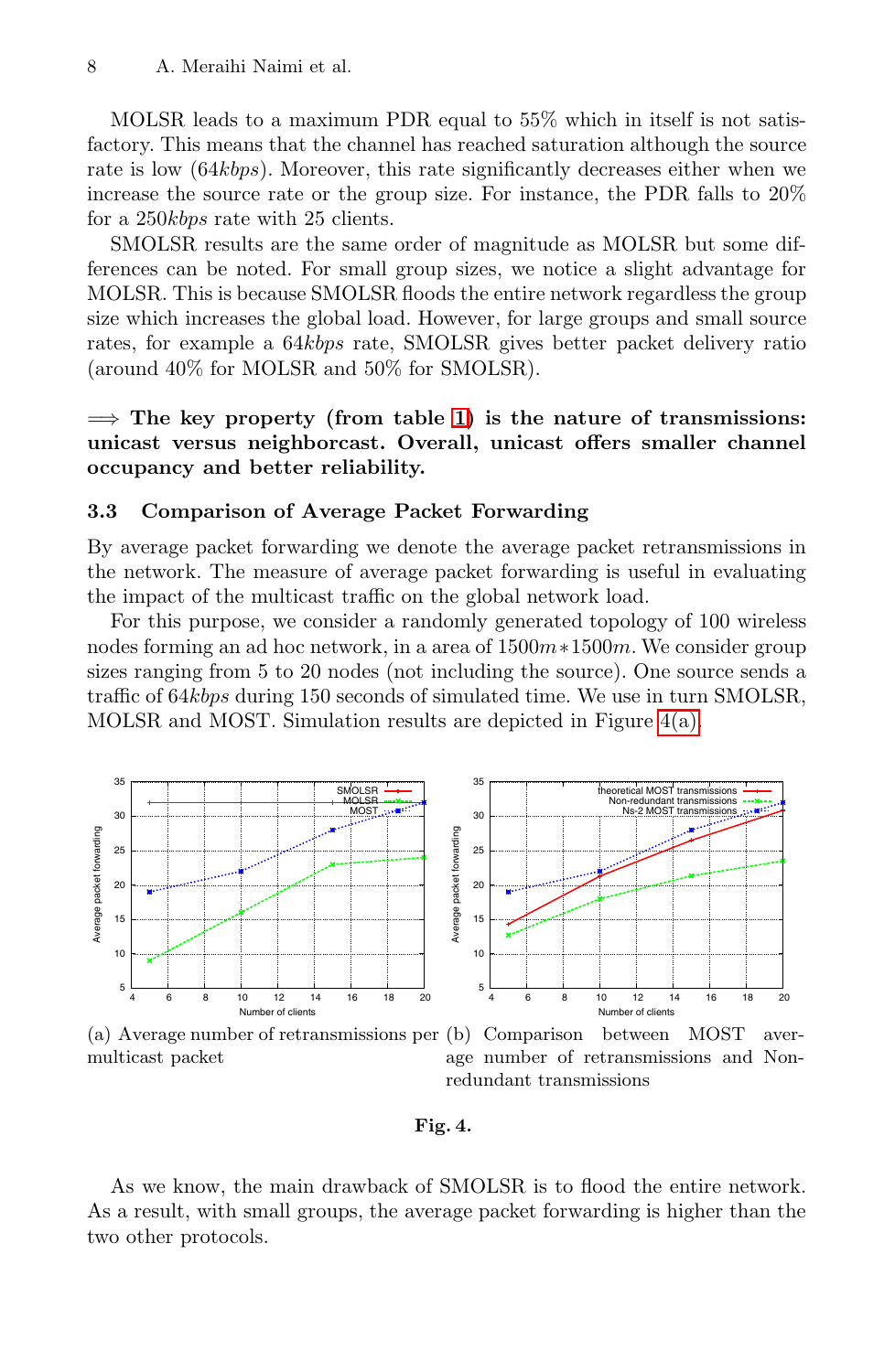MOLSR leads to a maximum PDR equal to 55% which in itself is not satisfactory. This means that the channel has reached saturation although the source rate is low (64*kbps*). Moreover, this rate significantly decreases either when we increase the source rate or the group size. For instance, the PDR falls to 20% for a 250*kbps* rate with 25 clients.

SMOLSR results are the same order of magnitude as MOLSR but some differences can be noted. For small group sizes, we notice a slight advantage for MOLSR. This is because SMOLSR floods the entire network regardless the group size which increases the global load. However, for large groups and small source rates, for example a 64*kbps* rate, SMOLSR gives better packet delivery ratio (around 40% for MOLSR and 50% for SMOLSR).

**⟹ The key property (from table 1) is the nature of transmissions: unicast versus neighborcast. Overall, unicast offers smaller channel occupancy and better reliability.**

### 3.3 Comparison of Average Packet Forwarding

By average packet forwarding we denote the average packet retransmissions in the network. The measure of average packet forwarding is useful in evaluating the impact of the multicast traffic on the global network load.

For this purpose, we consider a randomly generated topology of 100 wireless nodes forming an ad hoc network, in a area of $1500m * 1500m$. We consider group sizes ranging from 5 to 20 nodes (not including the source). One source sends a traffic of 64*kbps* during 150 seconds of simulated time. We use in turn SMOLSR, MOLSR and MOST. Simulation results are depicted in Figure 4(a).

(a) Average number of retransmissions per multicast packet

(b) Comparison between MOST average number of retransmissions and Non-redundant transmissions

**Fig. 4.**

As we know, the main drawback of SMOLSR is to flood the entire network. As a result, with small groups, the average packet forwarding is higher than the two other protocols.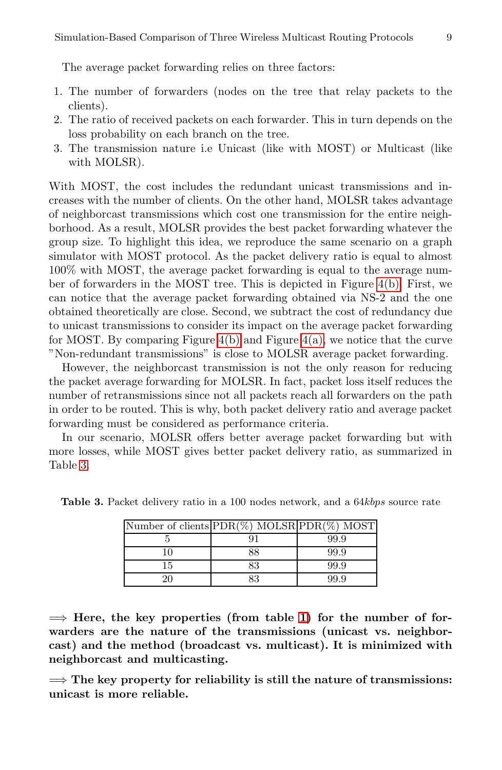The average packet forwarding relies on three factors:

1. The number of forwarders (nodes on the tree that relay packets to the clients).
2. The ratio of received packets on each forwarder. This in turn depends on the loss probability on each branch on the tree.
3. The transmission nature i.e Unicast (like with MOST) or Multicast (like with MOLSR).

With MOST, the cost includes the redundant unicast transmissions and increases with the number of clients. On the other hand, MOLSR takes advantage of neighborcast transmissions which cost one transmission for the entire neighborhood. As a result, MOLSR provides the best packet forwarding whatever the group size. To highlight this idea, we reproduce the same scenario on a graph simulator with MOST protocol. As the packet delivery ratio is equal to almost 100% with MOST, the average packet forwarding is equal to the average number of forwarders in the MOST tree. This is depicted in Figure 4(b). First, we can notice that the average packet forwarding obtained via NS-2 and the one obtained theoretically are close. Second, we subtract the cost of redundancy due to unicast transmissions to consider its impact on the average packet forwarding for MOST. By comparing Figure 4(b) and Figure 4(a), we notice that the curve "Non-redundant transmissions" is close to MOLSR average packet forwarding.

However, the neighborcast transmission is not the only reason for reducing the packet average forwarding for MOLSR. In fact, packet loss itself reduces the number of retransmissions since not all packets reach all forwarders on the path in order to be routed. This is why, both packet delivery ratio and average packet forwarding must be considered as performance criteria.

In our scenario, MOLSR offers better average packet forwarding but with more losses, while MOST gives better packet delivery ratio, as summarized in Table 3.

**Table 3.** Packet delivery ratio in a 100 nodes network, and a 64*kbps* source rate

| Number of clients | PDR(%) MOLSR | PDR(%) MOST |
|---|---|---|
| 5 | 91 | 99.9 |
| 10 | 88 | 99.9 |
| 15 | 83 | 99.9 |
| 20 | 83 | 99.9 |

$\Longrightarrow$ **Here, the key properties (from table 1) for the number of forwarders are the nature of the transmissions (unicast vs. neighborcast) and the method (broadcast vs. multicast). It is minimized with neighborcast and multicasting.**

$\Longrightarrow$ **The key property for reliability is still the nature of transmissions: unicast is more reliable.**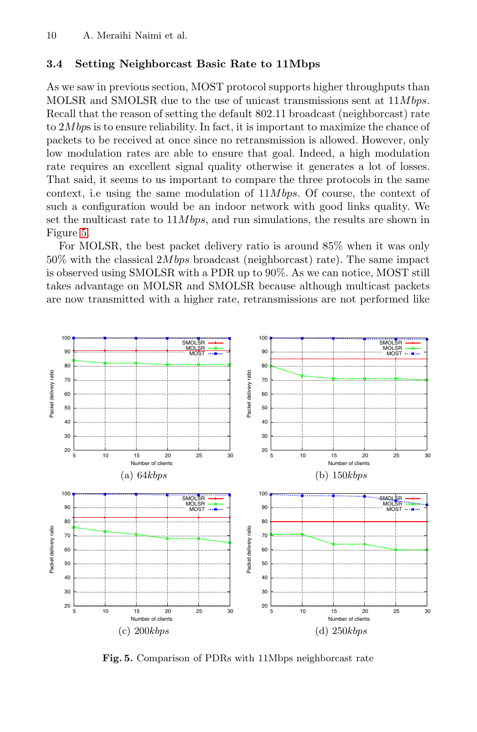### 3.4 Setting Neighborcast Basic Rate to 11Mbps

As we saw in previous section, MOST protocol supports higher throughputs than MOLSR and SMOLSR due to the use of unicast transmissions sent at $11Mbps$. Recall that the reason of setting the default 802.11 broadcast (neighborcast) rate to $2Mbps$ is to ensure reliability. In fact, it is important to maximize the chance of packets to be received at once since no retransmission is allowed. However, only low modulation rates are able to ensure that goal. Indeed, a high modulation rate requires an excellent signal quality otherwise it generates a lot of losses. That said, it seems to us important to compare the three protocols in the same context, i.e using the same modulation of $11Mbps$. Of course, the context of such a configuration would be an indoor network with good links quality. We set the multicast rate to $11Mbps$, and run simulations, the results are shown in Figure 5.

For MOLSR, the best packet delivery ratio is around 85% when it was only 50% with the classical $2Mbps$ broadcast (neighborcast) rate). The same impact is observed using SMOLSR with a PDR up to 90%. As we can notice, MOST still takes advantage on MOLSR and SMOLSR because although multicast packets are now transmitted with a higher rate, retransmissions are not performed like

(a) $64kbps$ (b) $150kbps$ (c) $200kbps$ (d) $250kbps$

**Fig. 5.** Comparison of PDRs with 11Mbps neighborcast rate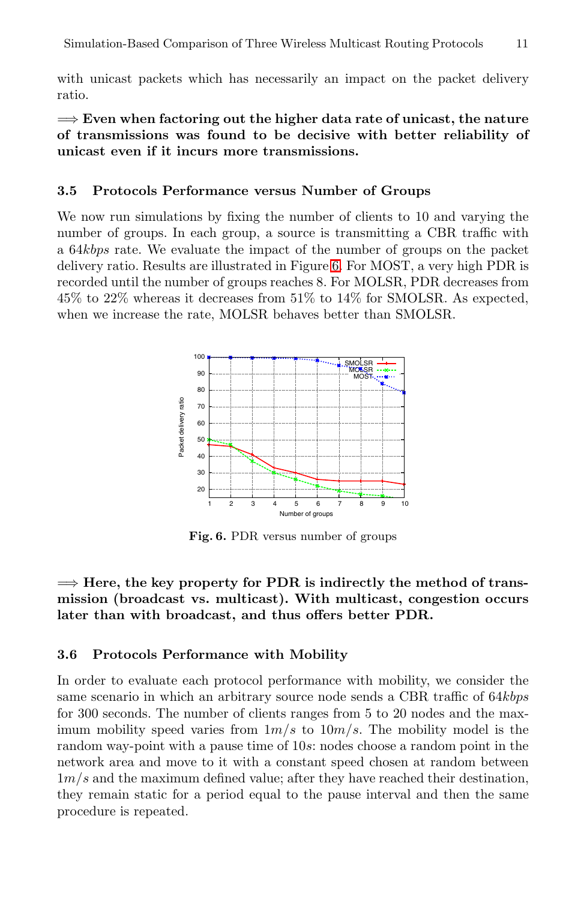with unicast packets which has necessarily an impact on the packet delivery ratio.

$\Longrightarrow$ **Even when factoring out the higher data rate of unicast, the nature of transmissions was found to be decisive with better reliability of unicast even if it incurs more transmissions.**

### 3.5 Protocols Performance versus Number of Groups

We now run simulations by fixing the number of clients to 10 and varying the number of groups. In each group, a source is transmitting a CBR traffic with a $64kbps$ rate. We evaluate the impact of the number of groups on the packet delivery ratio. Results are illustrated in Figure 6. For MOST, a very high PDR is recorded until the number of groups reaches 8. For MOLSR, PDR decreases from 45% to 22% whereas it decreases from 51% to 14% for SMOLSR. As expected, when we increase the rate, MOLSR behaves better than SMOLSR.

**Fig. 6.** PDR versus number of groups

$\Longrightarrow$ **Here, the key property for PDR is indirectly the method of transmission (broadcast vs. multicast). With multicast, congestion occurs later than with broadcast, and thus offers better PDR.**

### 3.6 Protocols Performance with Mobility

In order to evaluate each protocol performance with mobility, we consider the same scenario in which an arbitrary source node sends a CBR traffic of $64kbps$ for 300 seconds. The number of clients ranges from 5 to 20 nodes and the maximum mobility speed varies from $1m/s$ to $10m/s$. The mobility model is the random way-point with a pause time of $10s$: nodes choose a random point in the network area and move to it with a constant speed chosen at random between $1m/s$ and the maximum defined value; after they have reached their destination, they remain static for a period equal to the pause interval and then the same procedure is repeated.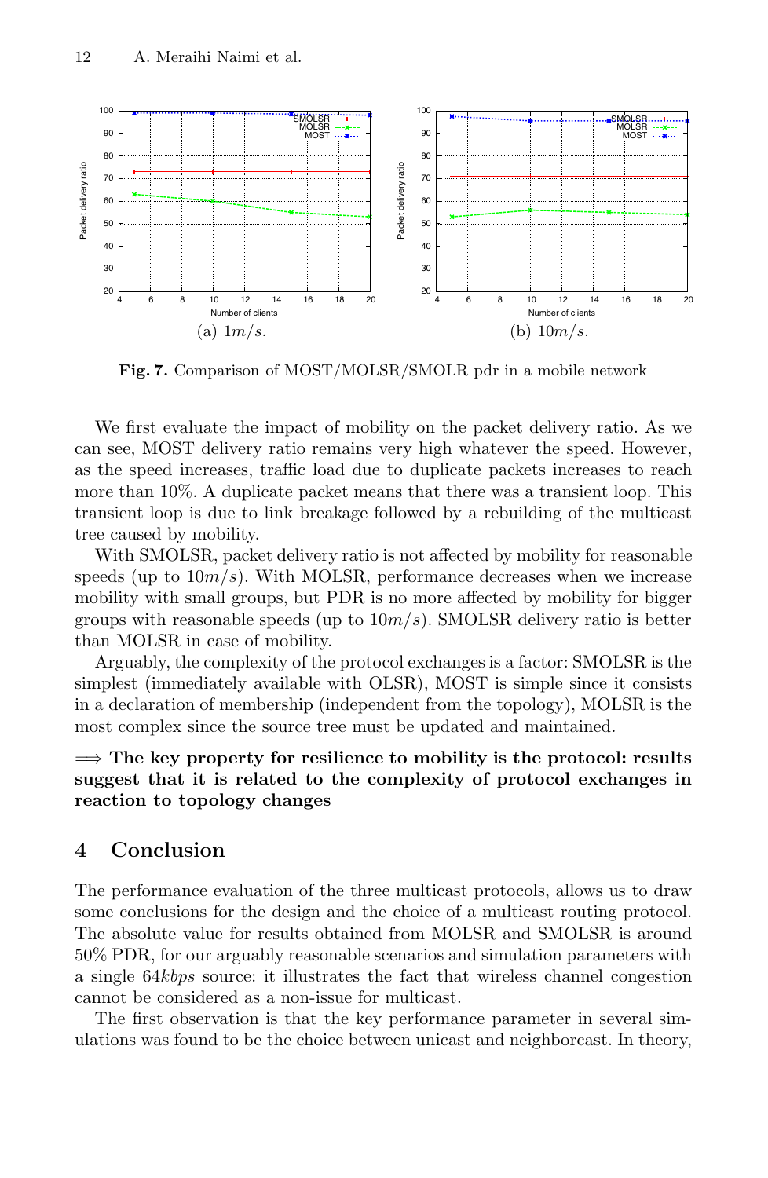(a) $1m/s$.

(b) $10m/s$.

**Fig. 7.** Comparison of MOST/MOLSR/SMOLR pdr in a mobile network

We first evaluate the impact of mobility on the packet delivery ratio. As we can see, MOST delivery ratio remains very high whatever the speed. However, as the speed increases, traffic load due to duplicate packets increases to reach more than 10%. A duplicate packet means that there was a transient loop. This transient loop is due to link breakage followed by a rebuilding of the multicast tree caused by mobility.

With SMOLSR, packet delivery ratio is not affected by mobility for reasonable speeds (up to $10m/s$). With MOLSR, performance decreases when we increase mobility with small groups, but PDR is no more affected by mobility for bigger groups with reasonable speeds (up to $10m/s$). SMOLSR delivery ratio is better than MOLSR in case of mobility.

Arguably, the complexity of the protocol exchanges is a factor: SMOLSR is the simplest (immediately available with OLSR), MOST is simple since it consists in a declaration of membership (independent from the topology), MOLSR is the most complex since the source tree must be updated and maintained.

$\Longrightarrow$ **The key property for resilience to mobility is the protocol: results suggest that it is related to the complexity of protocol exchanges in reaction to topology changes**

## 4 Conclusion

The performance evaluation of the three multicast protocols, allows us to draw some conclusions for the design and the choice of a multicast routing protocol. The absolute value for results obtained from MOLSR and SMOLSR is around 50% PDR, for our arguably reasonable scenarios and simulation parameters with a single $64kbps$ source: it illustrates the fact that wireless channel congestion cannot be considered as a non-issue for multicast.

The first observation is that the key performance parameter in several simulations was found to be the choice between unicast and neighborcast. In theory,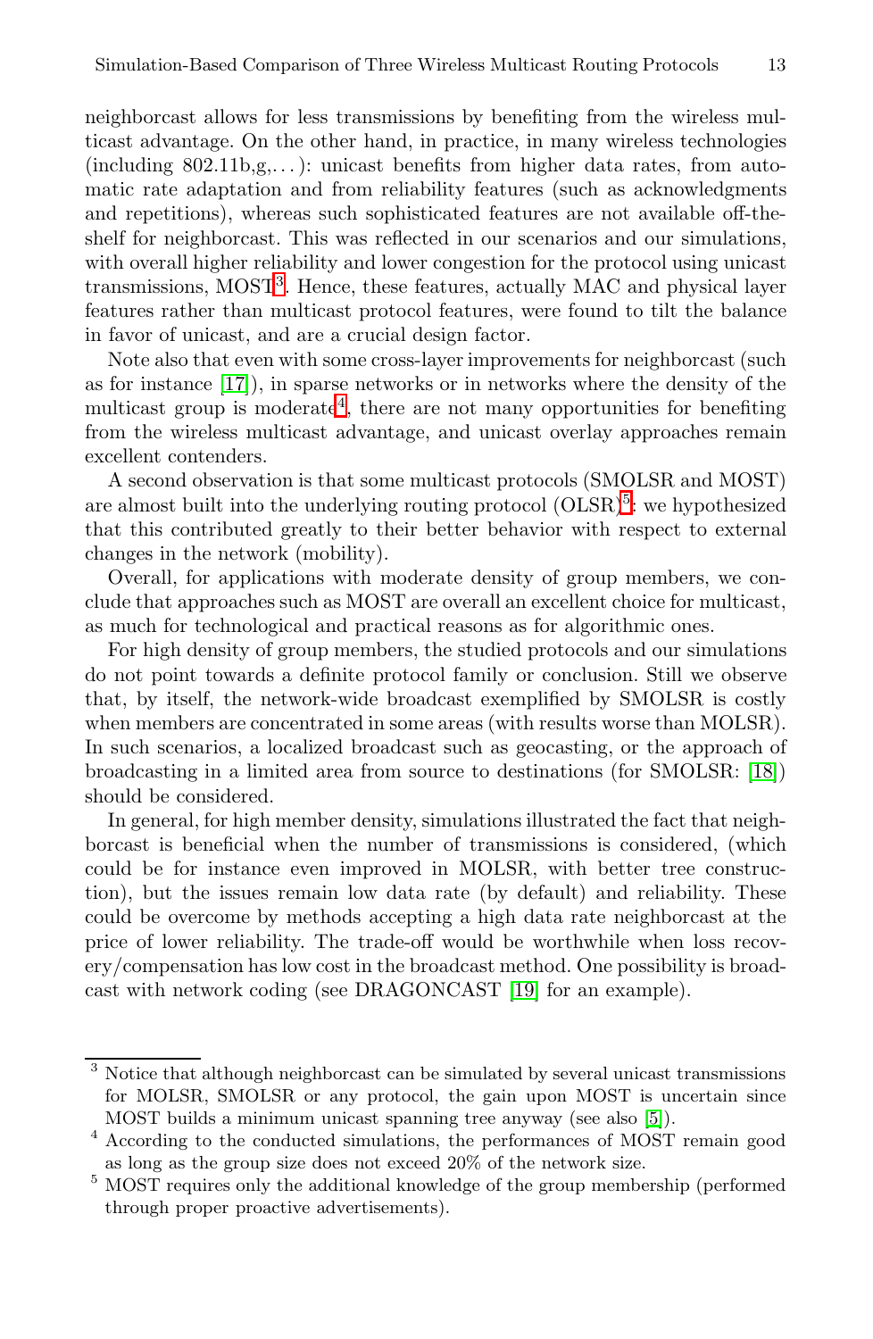neighborcast allows for less transmissions by benefiting from the wireless multicast advantage. On the other hand, in practice, in many wireless technologies (including 802.11b,g,...): unicast benefits from higher data rates, from automatic rate adaptation and from reliability features (such as acknowledgments and repetitions), whereas such sophisticated features are not available off-the-shelf for neighborcast. This was reflected in our scenarios and our simulations, with overall higher reliability and lower congestion for the protocol using unicast transmissions, MOST[3]. Hence, these features, actually MAC and physical layer features rather than multicast protocol features, were found to tilt the balance in favor of unicast, and are a crucial design factor.

Note also that even with some cross-layer improvements for neighborcast (such as for instance [17]), in sparse networks or in networks where the density of the multicast group is moderate[4], there are not many opportunities for benefiting from the wireless multicast advantage, and unicast overlay approaches remain excellent contenders.

A second observation is that some multicast protocols (SMOLSR and MOST) are almost built into the underlying routing protocol (OLSR)[5]: we hypothesized that this contributed greatly to their better behavior with respect to external changes in the network (mobility).

Overall, for applications with moderate density of group members, we conclude that approaches such as MOST are overall an excellent choice for multicast, as much for technological and practical reasons as for algorithmic ones.

For high density of group members, the studied protocols and our simulations do not point towards a definite protocol family or conclusion. Still we observe that, by itself, the network-wide broadcast exemplified by SMOLSR is costly when members are concentrated in some areas (with results worse than MOLSR). In such scenarios, a localized broadcast such as geocasting, or the approach of broadcasting in a limited area from source to destinations (for SMOLSR: [18]) should be considered.

In general, for high member density, simulations illustrated the fact that neighborcast is beneficial when the number of transmissions is considered, (which could be for instance even improved in MOLSR, with better tree construction), but the issues remain low data rate (by default) and reliability. These could be overcome by methods accepting a high data rate neighborcast at the price of lower reliability. The trade-off would be worthwhile when loss recovery/compensation has low cost in the broadcast method. One possibility is broadcast with network coding (see DRAGONCAST [19] for an example).

---

[3] Notice that although neighborcast can be simulated by several unicast transmissions for MOLSR, SMOLSR or any protocol, the gain upon MOST is uncertain since MOST builds a minimum unicast spanning tree anyway (see also [5]).

[4] According to the conducted simulations, the performances of MOST remain good as long as the group size does not exceed 20% of the network size.

[5] MOST requires only the additional knowledge of the group membership (performed through proper proactive advertisements).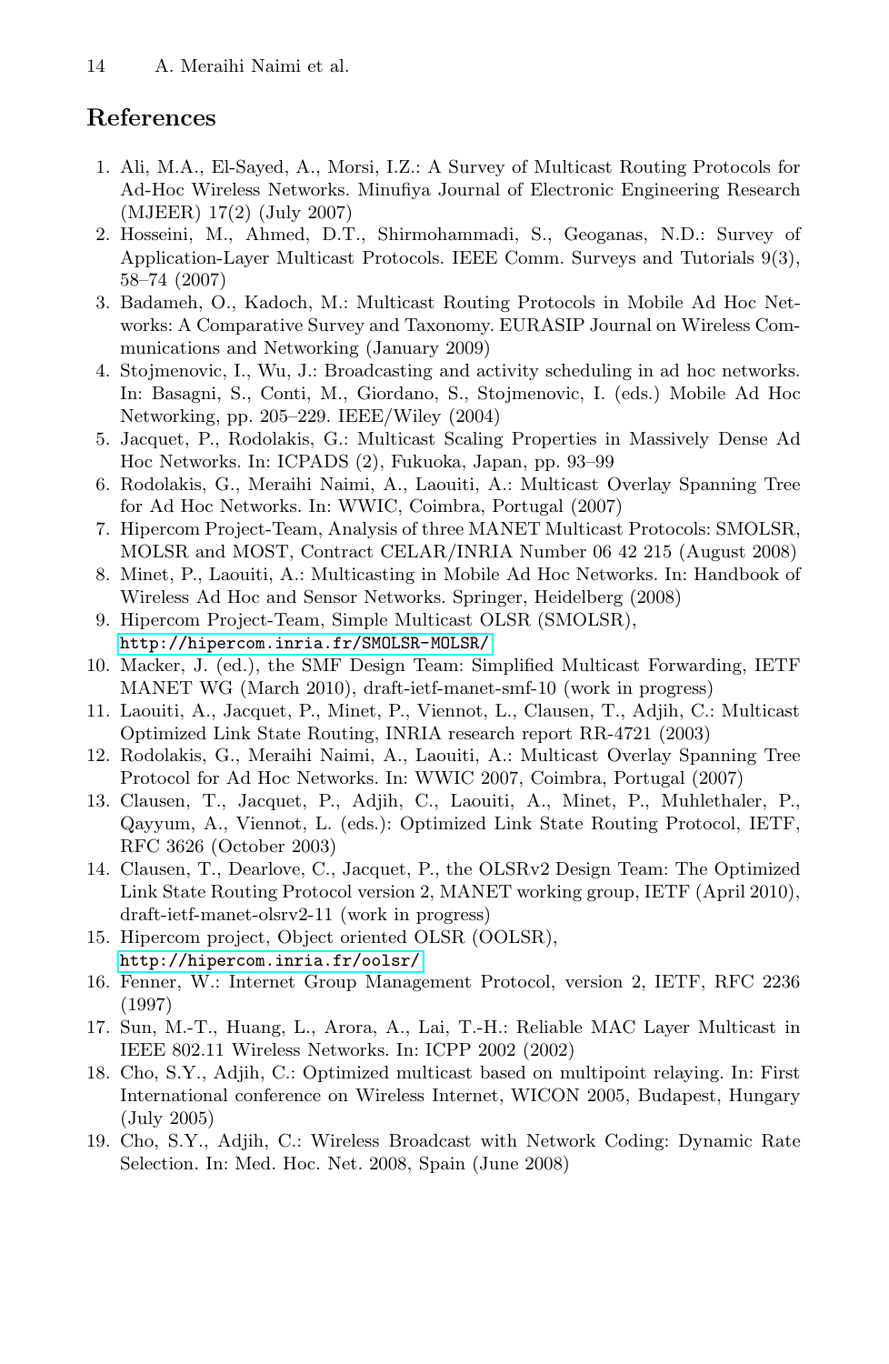## References

1. Ali, M.A., El-Sayed, A., Morsi, I.Z.: A Survey of Multicast Routing Protocols for Ad-Hoc Wireless Networks. Minufiya Journal of Electronic Engineering Research (MJEER) 17(2) (July 2007)
2. Hosseini, M., Ahmed, D.T., Shirmohammadi, S., Geoganas, N.D.: Survey of Application-Layer Multicast Protocols. IEEE Comm. Surveys and Tutorials 9(3), 58–74 (2007)
3. Badameh, O., Kadoch, M.: Multicast Routing Protocols in Mobile Ad Hoc Networks: A Comparative Survey and Taxonomy. EURASIP Journal on Wireless Communications and Networking (January 2009)
4. Stojmenovic, I., Wu, J.: Broadcasting and activity scheduling in ad hoc networks. In: Basagni, S., Conti, M., Giordano, S., Stojmenovic, I. (eds.) Mobile Ad Hoc Networking, pp. 205–229. IEEE/Wiley (2004)
5. Jacquet, P., Rodolakis, G.: Multicast Scaling Properties in Massively Dense Ad Hoc Networks. In: ICPADS (2), Fukuoka, Japan, pp. 93–99
6. Rodolakis, G., Meraihi Naimi, A., Laouiti, A.: Multicast Overlay Spanning Tree for Ad Hoc Networks. In: WWIC, Coimbra, Portugal (2007)
7. Hipercom Project-Team, Analysis of three MANET Multicast Protocols: SMOLSR, MOLSR and MOST, Contract CELAR/INRIA Number 06 42 215 (August 2008)
8. Minet, P., Laouiti, A.: Multicasting in Mobile Ad Hoc Networks. In: Handbook of Wireless Ad Hoc and Sensor Networks. Springer, Heidelberg (2008)
9. Hipercom Project-Team, Simple Multicast OLSR (SMOLSR), http://hipercom.inria.fr/SMOLSR-MOLSR/
10. Macker, J. (ed.), the SMF Design Team: Simplified Multicast Forwarding, IETF MANET WG (March 2010), draft-ietf-manet-smf-10 (work in progress)
11. Laouiti, A., Jacquet, P., Minet, P., Viennot, L., Clausen, T., Adjih, C.: Multicast Optimized Link State Routing, INRIA research report RR-4721 (2003)
12. Rodolakis, G., Meraihi Naimi, A., Laouiti, A.: Multicast Overlay Spanning Tree Protocol for Ad Hoc Networks. In: WWIC 2007, Coimbra, Portugal (2007)
13. Clausen, T., Jacquet, P., Adjih, C., Laouiti, A., Minet, P., Muhlethaler, P., Qayyum, A., Viennot, L. (eds.): Optimized Link State Routing Protocol, IETF, RFC 3626 (October 2003)
14. Clausen, T., Dearlove, C., Jacquet, P., the OLSRv2 Design Team: The Optimized Link State Routing Protocol version 2, MANET working group, IETF (April 2010), draft-ietf-manet-olsrv2-11 (work in progress)
15. Hipercom project, Object oriented OLSR (OOLSR), http://hipercom.inria.fr/oolsr/
16. Fenner, W.: Internet Group Management Protocol, version 2, IETF, RFC 2236 (1997)
17. Sun, M.-T., Huang, L., Arora, A., Lai, T.-H.: Reliable MAC Layer Multicast in IEEE 802.11 Wireless Networks. In: ICPP 2002 (2002)
18. Cho, S.Y., Adjih, C.: Optimized multicast based on multipoint relaying. In: First International conference on Wireless Internet, WICON 2005, Budapest, Hungary (July 2005)
19. Cho, S.Y., Adjih, C.: Wireless Broadcast with Network Coding: Dynamic Rate Selection. In: Med. Hoc. Net. 2008, Spain (June 2008)